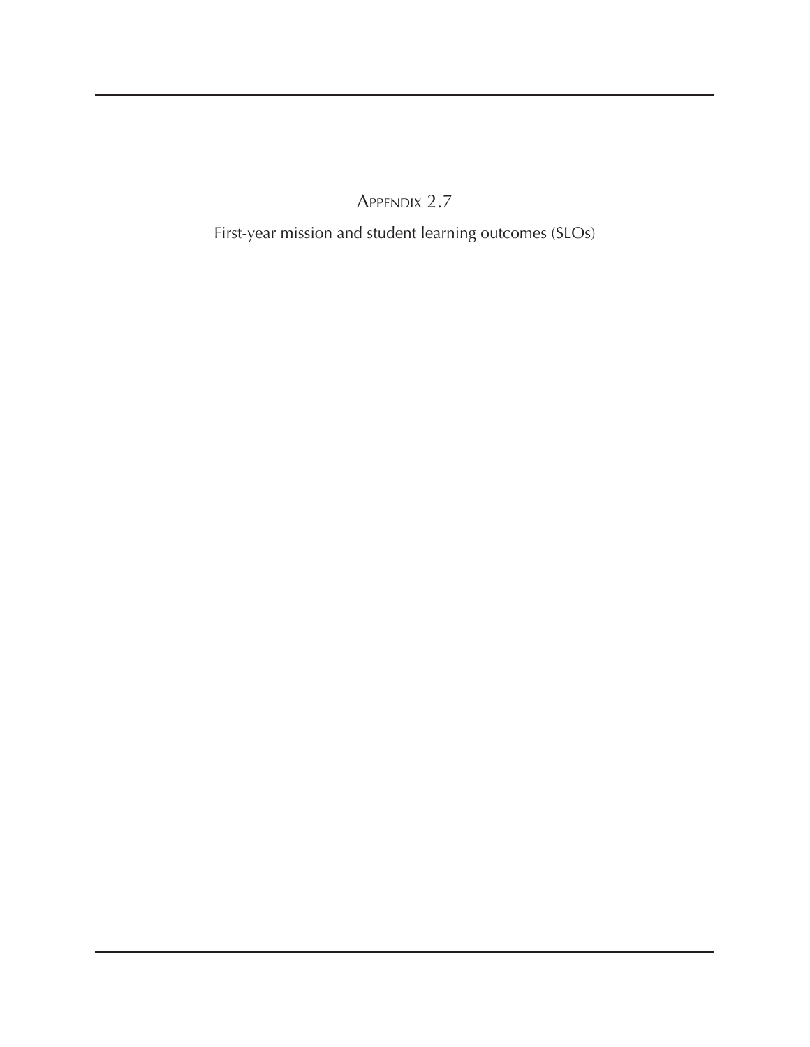# Appendix 2.7

First-year mission and student learning outcomes (SLOs)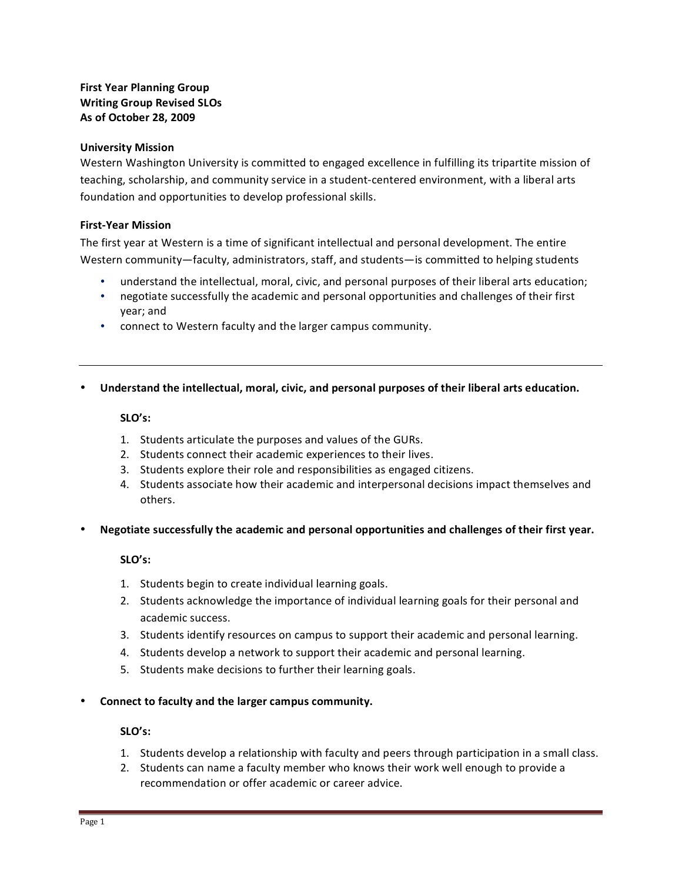**First Year Planning Group**
**Writing Group Revised SLOs**
**As of October 28, 2009**

**University Mission**

Western Washington University is committed to engaged excellence in fulfilling its tripartite mission of teaching, scholarship, and community service in a student-centered environment, with a liberal arts foundation and opportunities to develop professional skills.

**First-Year Mission**

The first year at Western is a time of significant intellectual and personal development. The entire Western community—faculty, administrators, staff, and students—is committed to helping students

- understand the intellectual, moral, civic, and personal purposes of their liberal arts education;
- negotiate successfully the academic and personal opportunities and challenges of their first year; and
- connect to Western faculty and the larger campus community.

---

- **Understand the intellectual, moral, civic, and personal purposes of their liberal arts education.**

  **SLO's:**

  1. Students articulate the purposes and values of the GURs.
  2. Students connect their academic experiences to their lives.
  3. Students explore their role and responsibilities as engaged citizens.
  4. Students associate how their academic and interpersonal decisions impact themselves and others.

- **Negotiate successfully the academic and personal opportunities and challenges of their first year.**

  **SLO's:**

  1. Students begin to create individual learning goals.
  2. Students acknowledge the importance of individual learning goals for their personal and academic success.
  3. Students identify resources on campus to support their academic and personal learning.
  4. Students develop a network to support their academic and personal learning.
  5. Students make decisions to further their learning goals.

- **Connect to faculty and the larger campus community.**

  **SLO's:**

  1. Students develop a relationship with faculty and peers through participation in a small class.
  2. Students can name a faculty member who knows their work well enough to provide a recommendation or offer academic or career advice.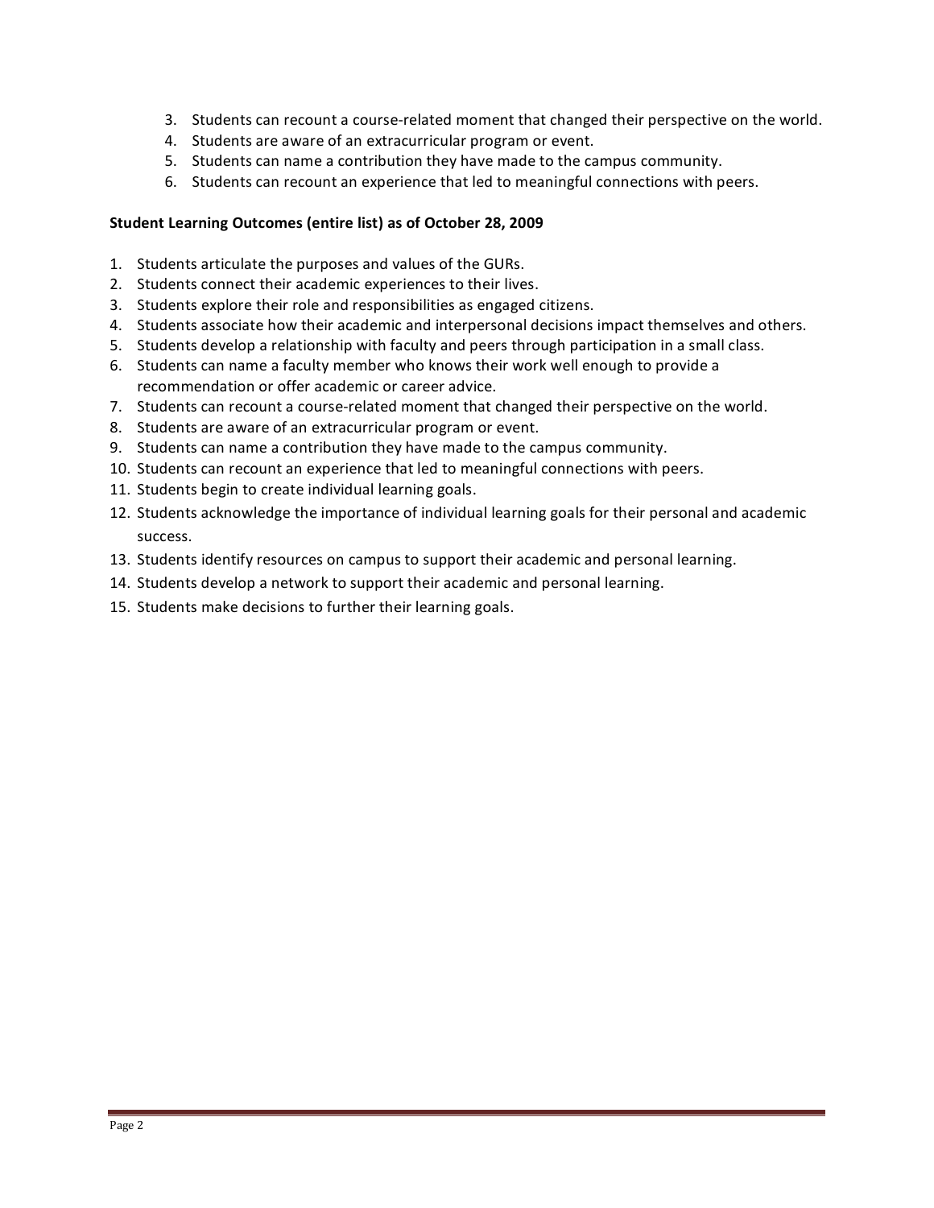3. Students can recount a course-related moment that changed their perspective on the world.
4. Students are aware of an extracurricular program or event.
5. Students can name a contribution they have made to the campus community.
6. Students can recount an experience that led to meaningful connections with peers.

**Student Learning Outcomes (entire list) as of October 28, 2009**

1. Students articulate the purposes and values of the GURs.
2. Students connect their academic experiences to their lives.
3. Students explore their role and responsibilities as engaged citizens.
4. Students associate how their academic and interpersonal decisions impact themselves and others.
5. Students develop a relationship with faculty and peers through participation in a small class.
6. Students can name a faculty member who knows their work well enough to provide a recommendation or offer academic or career advice.
7. Students can recount a course-related moment that changed their perspective on the world.
8. Students are aware of an extracurricular program or event.
9. Students can name a contribution they have made to the campus community.
10. Students can recount an experience that led to meaningful connections with peers.
11. Students begin to create individual learning goals.
12. Students acknowledge the importance of individual learning goals for their personal and academic success.
13. Students identify resources on campus to support their academic and personal learning.
14. Students develop a network to support their academic and personal learning.
15. Students make decisions to further their learning goals.